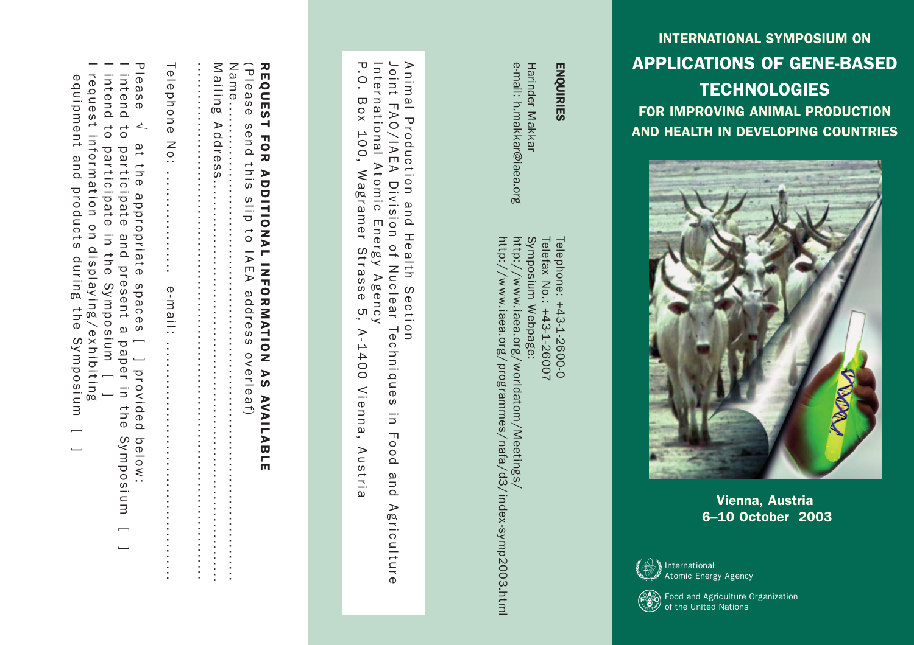# INTERNATIONAL SYMPOSIUM ON

# APPLICATIONS OF GENE-BASED TECHNOLOGIES

## FOR IMPROVING ANIMAL PRODUCTION AND HEALTH IN DEVELOPING COUNTRIES

**Vienna, Austria**
**6–10 October 2003**

International Atomic Energy Agency

Food and Agriculture Organization of the United Nations

## ENQUIRIES

Harinder Makkar
e-mail: h.makkar@iaea.org

Telephone: +43-1-2600-0
Telefax No.: +43-1-26007
Symposium Webpage:
http://www.iaea.org/worldatom/Meetings/
http://www.iaea.org/programmes/nafa/d3/index-symp2003.html

Animal Production and Health Section
Joint FAO/IAEA Division of Nuclear Techniques in Food and Agriculture
International Atomic Energy Agency
P.O. Box 100, Wagramer Strasse 5, A-1400 Vienna, Austria

## REQUEST FOR ADDITIONAL INFORMATION AS AVAILABLE

(Please send this slip to IAEA address overleaf)

Name..........................................................................................

Mailing Address..........................................................................

....................................................................................................

Telephone No: ..................... e-mail: .........................................

Please √ at the appropriate spaces [ ] provided below:

I intend to participate and present a paper in the Symposium [ ]

I intend to participate in the Symposium [ ]

I request information on displaying/exhibiting equipment and products during the Symposium [ ]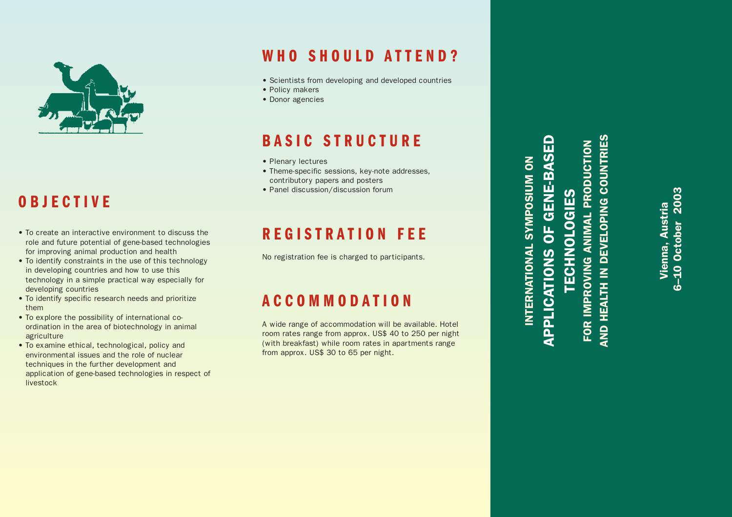## OBJECTIVE

- To create an interactive environment to discuss the role and future potential of gene-based technologies for improving animal production and health
- To identify constraints in the use of this technology in developing countries and how to use this technology in a simple practical way especially for developing countries
- To identify specific research needs and prioritize them
- To explore the possibility of international co-ordination in the area of biotechnology in animal agriculture
- To examine ethical, technological, policy and environmental issues and the role of nuclear techniques in the further development and application of gene-based technologies in respect of livestock

## WHO SHOULD ATTEND?

- Scientists from developing and developed countries
- Policy makers
- Donor agencies

## BASIC STRUCTURE

- Plenary lectures
- Theme-specific sessions, key-note addresses, contributory papers and posters
- Panel discussion/discussion forum

## REGISTRATION FEE

No registration fee is charged to participants.

## ACCOMMODATION

A wide range of accommodation will be available. Hotel room rates range from approx. US$ 40 to 250 per night (with breakfast) while room rates in apartments range from approx. US$ 30 to 65 per night.

INTERNATIONAL SYMPOSIUM ON

# APPLICATIONS OF GENE-BASED TECHNOLOGIES

FOR IMPROVING ANIMAL PRODUCTION AND HEALTH IN DEVELOPING COUNTRIES

**Vienna, Austria**
**6–10 October 2003**